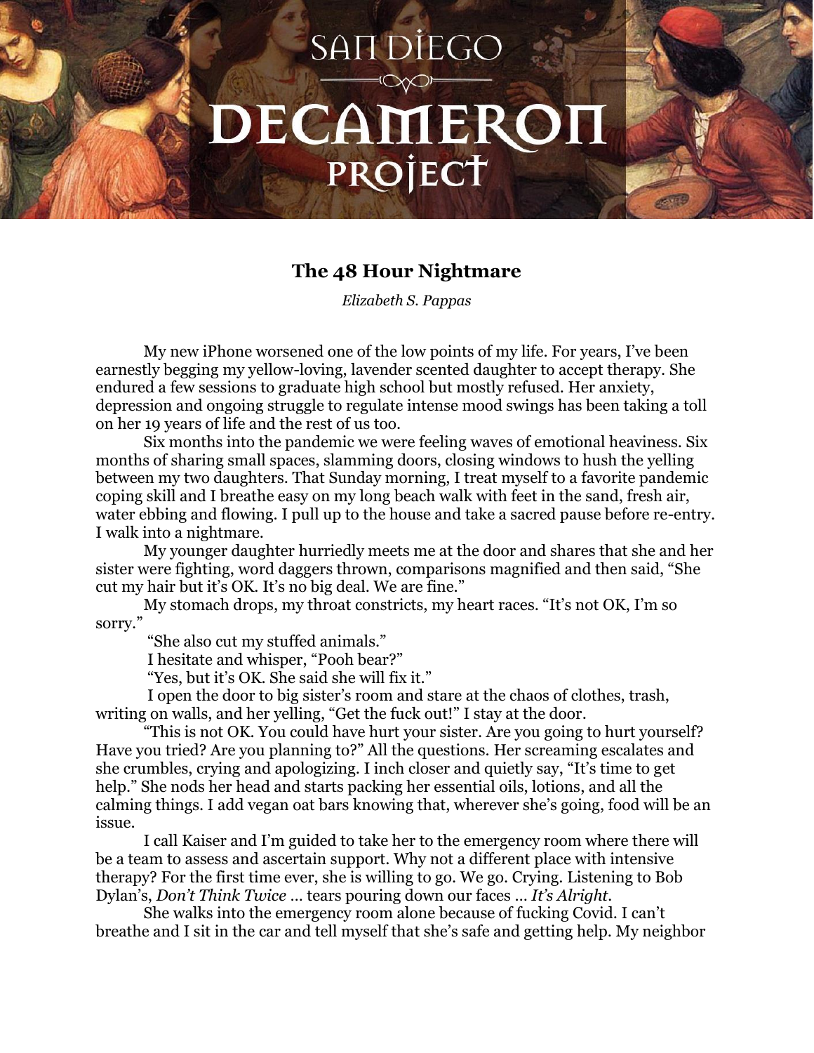# SAN DIEGO DECAMERON PROJECT

## The 48 Hour Nightmare

*Elizabeth S. Pappas*

My new iPhone worsened one of the low points of my life. For years, I've been earnestly begging my yellow-loving, lavender scented daughter to accept therapy. She endured a few sessions to graduate high school but mostly refused. Her anxiety, depression and ongoing struggle to regulate intense mood swings has been taking a toll on her 19 years of life and the rest of us too.

Six months into the pandemic we were feeling waves of emotional heaviness. Six months of sharing small spaces, slamming doors, closing windows to hush the yelling between my two daughters. That Sunday morning, I treat myself to a favorite pandemic coping skill and I breathe easy on my long beach walk with feet in the sand, fresh air, water ebbing and flowing. I pull up to the house and take a sacred pause before re-entry. I walk into a nightmare.

My younger daughter hurriedly meets me at the door and shares that she and her sister were fighting, word daggers thrown, comparisons magnified and then said, "She cut my hair but it's OK. It's no big deal. We are fine."

My stomach drops, my throat constricts, my heart races. "It's not OK, I'm so sorry."

"She also cut my stuffed animals."

I hesitate and whisper, "Pooh bear?"

"Yes, but it's OK. She said she will fix it."

I open the door to big sister's room and stare at the chaos of clothes, trash, writing on walls, and her yelling, "Get the fuck out!" I stay at the door.

"This is not OK. You could have hurt your sister. Are you going to hurt yourself? Have you tried? Are you planning to?" All the questions. Her screaming escalates and she crumbles, crying and apologizing. I inch closer and quietly say, "It's time to get help." She nods her head and starts packing her essential oils, lotions, and all the calming things. I add vegan oat bars knowing that, wherever she's going, food will be an issue.

I call Kaiser and I'm guided to take her to the emergency room where there will be a team to assess and ascertain support. Why not a different place with intensive therapy? For the first time ever, she is willing to go. We go. Crying. Listening to Bob Dylan's, *Don't Think Twice …* tears pouring down our faces … *It's Alright*.

She walks into the emergency room alone because of fucking Covid. I can't breathe and I sit in the car and tell myself that she's safe and getting help. My neighbor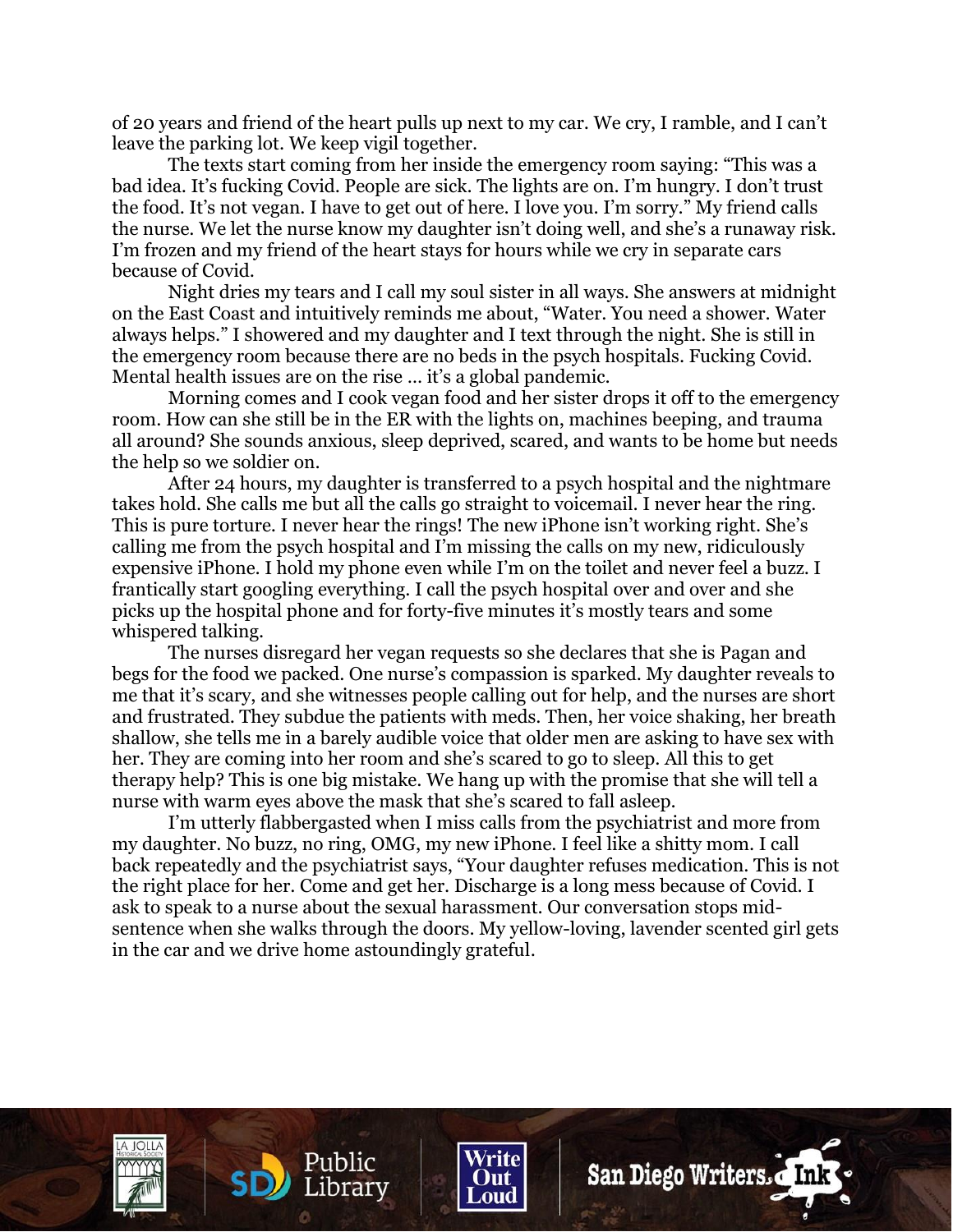of 20 years and friend of the heart pulls up next to my car. We cry, I ramble, and I can't leave the parking lot. We keep vigil together.

The texts start coming from her inside the emergency room saying: "This was a bad idea. It's fucking Covid. People are sick. The lights are on. I'm hungry. I don't trust the food. It's not vegan. I have to get out of here. I love you. I'm sorry." My friend calls the nurse. We let the nurse know my daughter isn't doing well, and she's a runaway risk. I'm frozen and my friend of the heart stays for hours while we cry in separate cars because of Covid.

Night dries my tears and I call my soul sister in all ways. She answers at midnight on the East Coast and intuitively reminds me about, "Water. You need a shower. Water always helps." I showered and my daughter and I text through the night. She is still in the emergency room because there are no beds in the psych hospitals. Fucking Covid. Mental health issues are on the rise … it's a global pandemic.

Morning comes and I cook vegan food and her sister drops it off to the emergency room. How can she still be in the ER with the lights on, machines beeping, and trauma all around? She sounds anxious, sleep deprived, scared, and wants to be home but needs the help so we soldier on.

After 24 hours, my daughter is transferred to a psych hospital and the nightmare takes hold. She calls me but all the calls go straight to voicemail. I never hear the ring. This is pure torture. I never hear the rings! The new iPhone isn't working right. She's calling me from the psych hospital and I'm missing the calls on my new, ridiculously expensive iPhone. I hold my phone even while I'm on the toilet and never feel a buzz. I frantically start googling everything. I call the psych hospital over and over and she picks up the hospital phone and for forty-five minutes it's mostly tears and some whispered talking.

The nurses disregard her vegan requests so she declares that she is Pagan and begs for the food we packed. One nurse's compassion is sparked. My daughter reveals to me that it's scary, and she witnesses people calling out for help, and the nurses are short and frustrated. They subdue the patients with meds. Then, her voice shaking, her breath shallow, she tells me in a barely audible voice that older men are asking to have sex with her. They are coming into her room and she's scared to go to sleep. All this to get therapy help? This is one big mistake. We hang up with the promise that she will tell a nurse with warm eyes above the mask that she's scared to fall asleep.

I'm utterly flabbergasted when I miss calls from the psychiatrist and more from my daughter. No buzz, no ring, OMG, my new iPhone. I feel like a shitty mom. I call back repeatedly and the psychiatrist says, "Your daughter refuses medication. This is not the right place for her. Come and get her. Discharge is a long mess because of Covid. I ask to speak to a nurse about the sexual harassment. Our conversation stops mid-sentence when she walks through the doors. My yellow-loving, lavender scented girl gets in the car and we drive home astoundingly grateful.